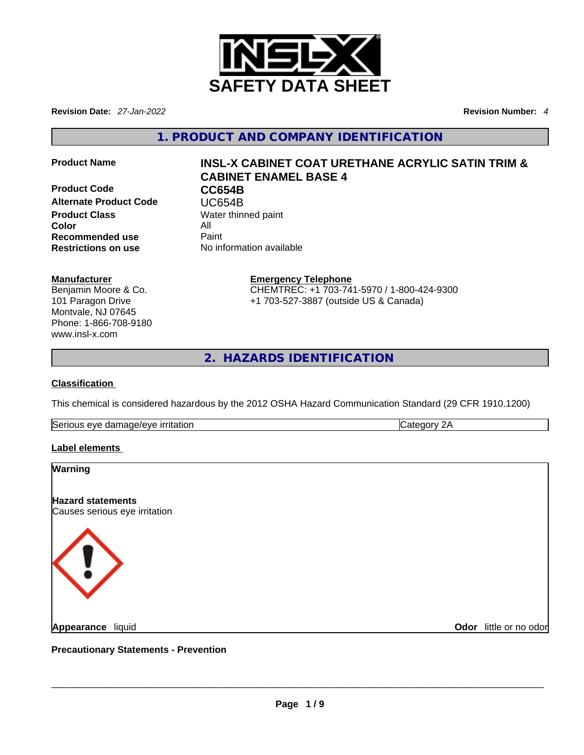# SAFETY DATA SHEET

**Revision Date:** *27-Jan-2022*

**Revision Number:** *4*

## 1. PRODUCT AND COMPANY IDENTIFICATION

| | |
|---|---|
| **Product Name** | **INSL-X CABINET COAT URETHANE ACRYLIC SATIN TRIM & CABINET ENAMEL BASE 4** |
| **Product Code** | **CC654B** |
| **Alternate Product Code** | UC654B |
| **Product Class** | Water thinned paint |
| **Color** | All |
| **Recommended use** | Paint |
| **Restrictions on use** | No information available |

**Manufacturer**
Benjamin Moore & Co.
101 Paragon Drive
Montvale, NJ 07645
Phone: 1-866-708-9180
www.insl-x.com

**Emergency Telephone**
CHEMTREC: +1 703-741-5970 / 1-800-424-9300
+1 703-527-3887 (outside US & Canada)

## 2. HAZARDS IDENTIFICATION

### Classification

This chemical is considered hazardous by the 2012 OSHA Hazard Communication Standard (29 CFR 1910.1200)

| | |
|---|---|
| Serious eye damage/eye irritation | Category 2A |

### Label elements

**Warning**

**Hazard statements**
Causes serious eye irritation

**Appearance** liquid

**Odor** little or no odor

**Precautionary Statements - Prevention**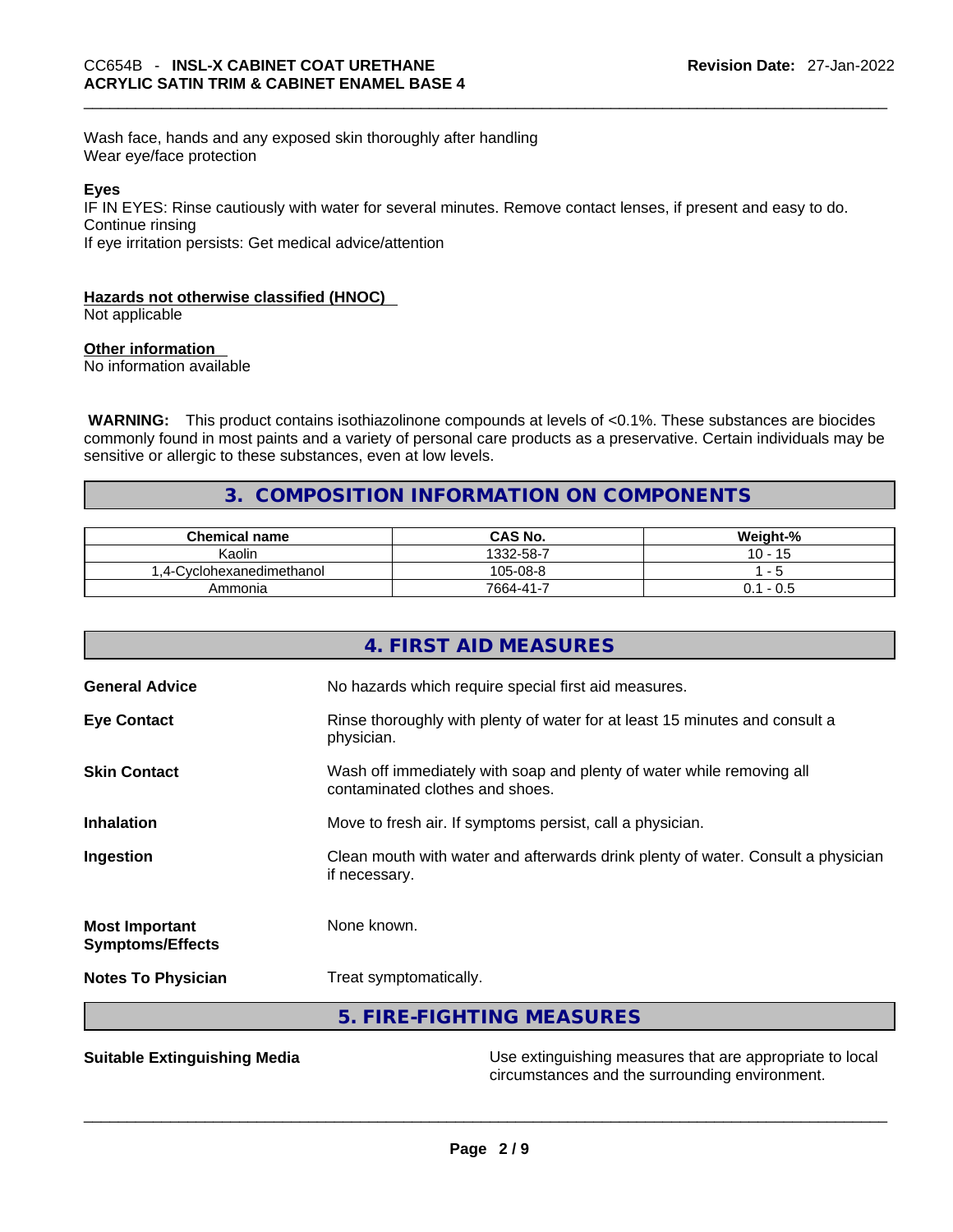Wash face, hands and any exposed skin thoroughly after handling
Wear eye/face protection

**Eyes**

IF IN EYES: Rinse cautiously with water for several minutes. Remove contact lenses, if present and easy to do. Continue rinsing
If eye irritation persists: Get medical advice/attention

**Hazards not otherwise classified (HNOC)**

Not applicable

**Other information**

No information available

**WARNING:** This product contains isothiazolinone compounds at levels of <0.1%. These substances are biocides commonly found in most paints and a variety of personal care products as a preservative. Certain individuals may be sensitive or allergic to these substances, even at low levels.

## 3. COMPOSITION INFORMATION ON COMPONENTS

| Chemical name | CAS No. | Weight-% |
|---|---|---|
| Kaolin | 1332-58-7 | 10 - 15 |
| 1,4-Cyclohexanedimethanol | 105-08-8 | 1 - 5 |
| Ammonia | 7664-41-7 | 0.1 - 0.5 |

## 4. FIRST AID MEASURES

**General Advice** No hazards which require special first aid measures.

**Eye Contact** Rinse thoroughly with plenty of water for at least 15 minutes and consult a physician.

**Skin Contact** Wash off immediately with soap and plenty of water while removing all contaminated clothes and shoes.

**Inhalation** Move to fresh air. If symptoms persist, call a physician.

**Ingestion** Clean mouth with water and afterwards drink plenty of water. Consult a physician if necessary.

**Most Important Symptoms/Effects** None known.

**Notes To Physician** Treat symptomatically.

## 5. FIRE-FIGHTING MEASURES

**Suitable Extinguishing Media** Use extinguishing measures that are appropriate to local circumstances and the surrounding environment.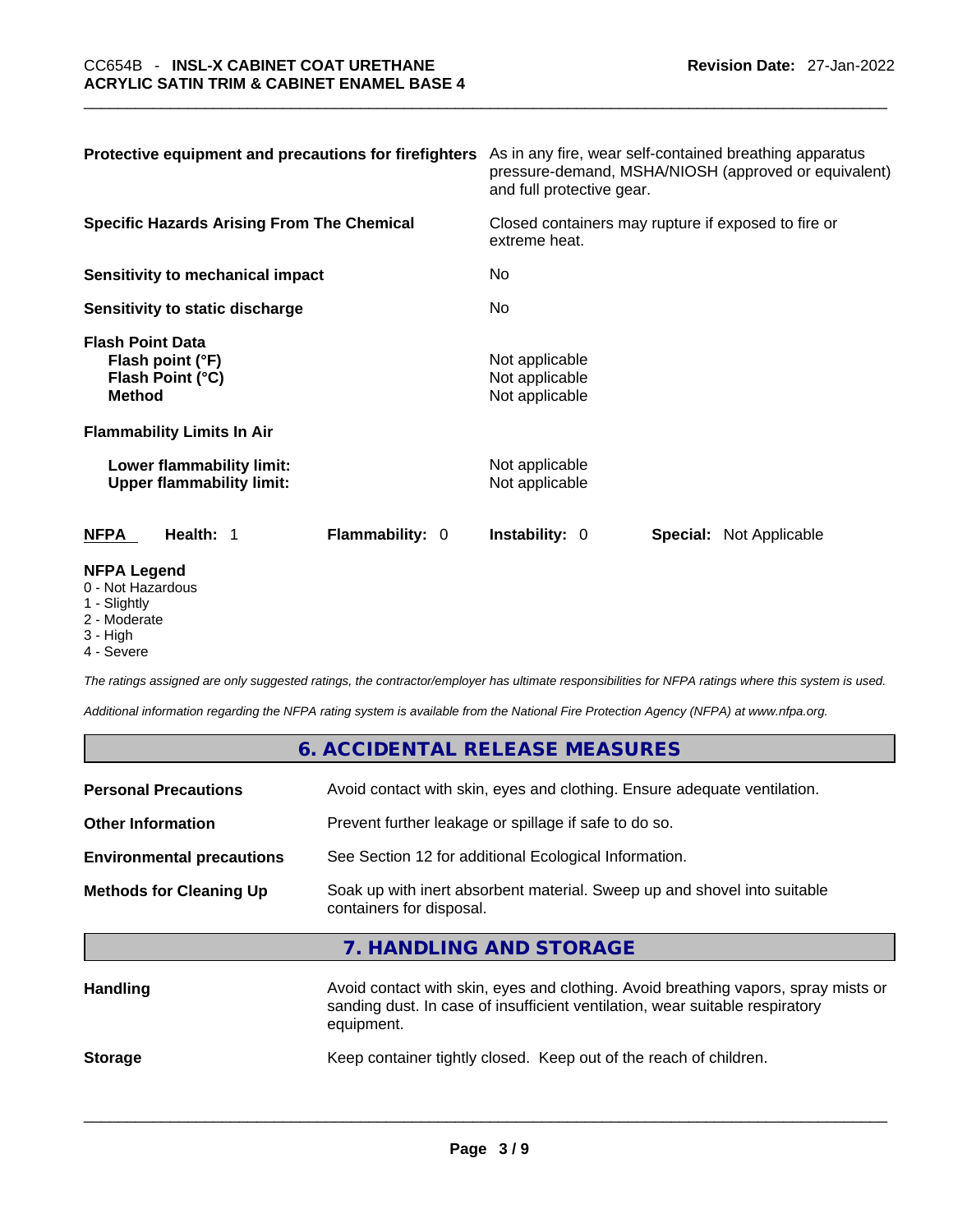**Protective equipment and precautions for firefighters** — As in any fire, wear self-contained breathing apparatus pressure-demand, MSHA/NIOSH (approved or equivalent) and full protective gear.

**Specific Hazards Arising From The Chemical** — Closed containers may rupture if exposed to fire or extreme heat.

**Sensitivity to mechanical impact** — No

**Sensitivity to static discharge** — No

**Flash Point Data**

| | |
|---|---|
| **Flash point (°F)** | Not applicable |
| **Flash Point (°C)** | Not applicable |
| **Method** | Not applicable |

**Flammability Limits In Air**

| | |
|---|---|
| **Lower flammability limit:** | Not applicable |
| **Upper flammability limit:** | Not applicable |

| NFPA | Health: 1 | Flammability: 0 | Instability: 0 | Special: Not Applicable |
|---|---|---|---|---|

**NFPA Legend**

- 0 - Not Hazardous
- 1 - Slightly
- 2 - Moderate
- 3 - High
- 4 - Severe

*The ratings assigned are only suggested ratings, the contractor/employer has ultimate responsibilities for NFPA ratings where this system is used.*

*Additional information regarding the NFPA rating system is available from the National Fire Protection Agency (NFPA) at www.nfpa.org.*

## 6. ACCIDENTAL RELEASE MEASURES

| | |
|---|---|
| **Personal Precautions** | Avoid contact with skin, eyes and clothing. Ensure adequate ventilation. |
| **Other Information** | Prevent further leakage or spillage if safe to do so. |
| **Environmental precautions** | See Section 12 for additional Ecological Information. |
| **Methods for Cleaning Up** | Soak up with inert absorbent material. Sweep up and shovel into suitable containers for disposal. |

## 7. HANDLING AND STORAGE

| | |
|---|---|
| **Handling** | Avoid contact with skin, eyes and clothing. Avoid breathing vapors, spray mists or sanding dust. In case of insufficient ventilation, wear suitable respiratory equipment. |
| **Storage** | Keep container tightly closed. Keep out of the reach of children. |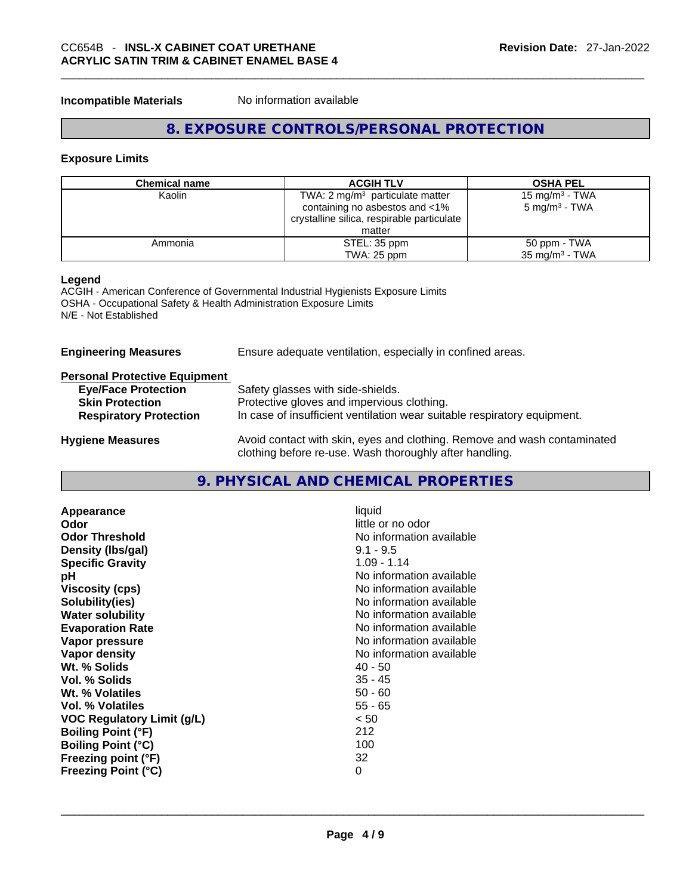**Incompatible Materials** No information available

## 8. EXPOSURE CONTROLS/PERSONAL PROTECTION

### Exposure Limits

| Chemical name | ACGIH TLV | OSHA PEL |
|---|---|---|
| Kaolin | TWA: 2 mg/m$^3$ particulate matter containing no asbestos and <1% crystalline silica, respirable particulate matter | 15 mg/m$^3$ - TWA<br>5 mg/m$^3$ - TWA |
| Ammonia | STEL: 35 ppm<br>TWA: 25 ppm | 50 ppm - TWA<br>35 mg/m$^3$ - TWA |

**Legend**
ACGIH - American Conference of Governmental Industrial Hygienists Exposure Limits
OSHA - Occupational Safety & Health Administration Exposure Limits
N/E - Not Established

**Engineering Measures** Ensure adequate ventilation, especially in confined areas.

**Personal Protective Equipment**

**Eye/Face Protection** Safety glasses with side-shields.
**Skin Protection** Protective gloves and impervious clothing.
**Respiratory Protection** In case of insufficient ventilation wear suitable respiratory equipment.

**Hygiene Measures** Avoid contact with skin, eyes and clothing. Remove and wash contaminated clothing before re-use. Wash thoroughly after handling.

## 9. PHYSICAL AND CHEMICAL PROPERTIES

| | |
|---|---|
| **Appearance** | liquid |
| **Odor** | little or no odor |
| **Odor Threshold** | No information available |
| **Density (lbs/gal)** | 9.1 - 9.5 |
| **Specific Gravity** | 1.09 - 1.14 |
| **pH** | No information available |
| **Viscosity (cps)** | No information available |
| **Solubility(ies)** | No information available |
| **Water solubility** | No information available |
| **Evaporation Rate** | No information available |
| **Vapor pressure** | No information available |
| **Vapor density** | No information available |
| **Wt. % Solids** | 40 - 50 |
| **Vol. % Solids** | 35 - 45 |
| **Wt. % Volatiles** | 50 - 60 |
| **Vol. % Volatiles** | 55 - 65 |
| **VOC Regulatory Limit (g/L)** | < 50 |
| **Boiling Point (°F)** | 212 |
| **Boiling Point (°C)** | 100 |
| **Freezing point (°F)** | 32 |
| **Freezing Point (°C)** | 0 |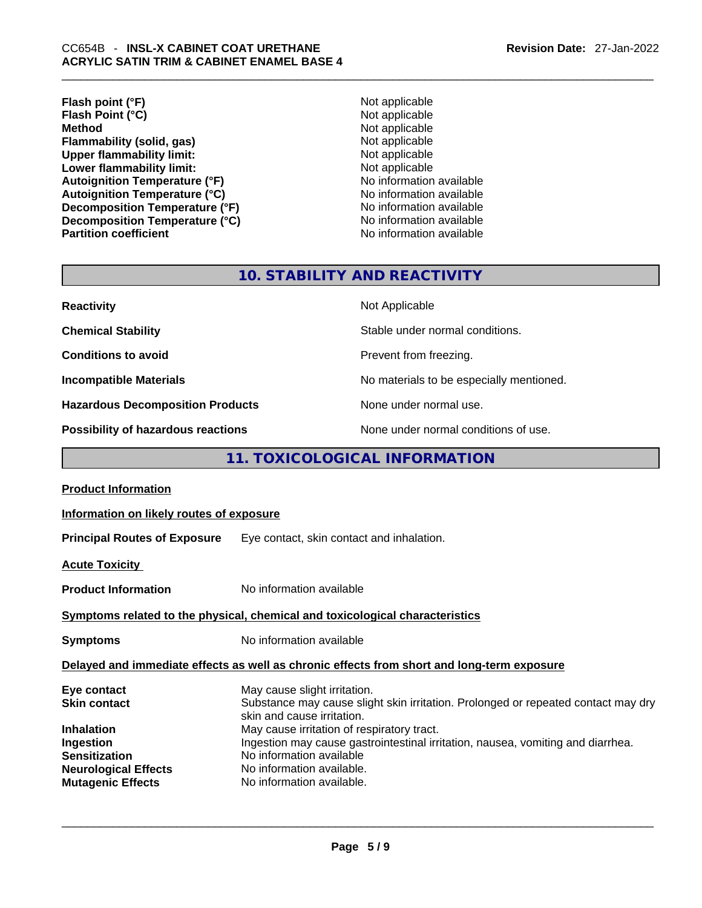| | |
|---|---|
| **Flash point (°F)** | Not applicable |
| **Flash Point (°C)** | Not applicable |
| **Method** | Not applicable |
| **Flammability (solid, gas)** | Not applicable |
| **Upper flammability limit:** | Not applicable |
| **Lower flammability limit:** | Not applicable |
| **Autoignition Temperature (°F)** | No information available |
| **Autoignition Temperature (°C)** | No information available |
| **Decomposition Temperature (°F)** | No information available |
| **Decomposition Temperature (°C)** | No information available |
| **Partition coefficient** | No information available |

## 10. STABILITY AND REACTIVITY

| | |
|---|---|
| **Reactivity** | Not Applicable |
| **Chemical Stability** | Stable under normal conditions. |
| **Conditions to avoid** | Prevent from freezing. |
| **Incompatible Materials** | No materials to be especially mentioned. |
| **Hazardous Decomposition Products** | None under normal use. |
| **Possibility of hazardous reactions** | None under normal conditions of use. |

## 11. TOXICOLOGICAL INFORMATION

**Product Information**

**Information on likely routes of exposure**

**Principal Routes of Exposure** Eye contact, skin contact and inhalation.

**Acute Toxicity**

**Product Information** No information available

**Symptoms related to the physical, chemical and toxicological characteristics**

**Symptoms** No information available

**Delayed and immediate effects as well as chronic effects from short and long-term exposure**

| | |
|---|---|
| **Eye contact** | May cause slight irritation. |
| **Skin contact** | Substance may cause slight skin irritation. Prolonged or repeated contact may dry skin and cause irritation. |
| **Inhalation** | May cause irritation of respiratory tract. |
| **Ingestion** | Ingestion may cause gastrointestinal irritation, nausea, vomiting and diarrhea. |
| **Sensitization** | No information available |
| **Neurological Effects** | No information available. |
| **Mutagenic Effects** | No information available. |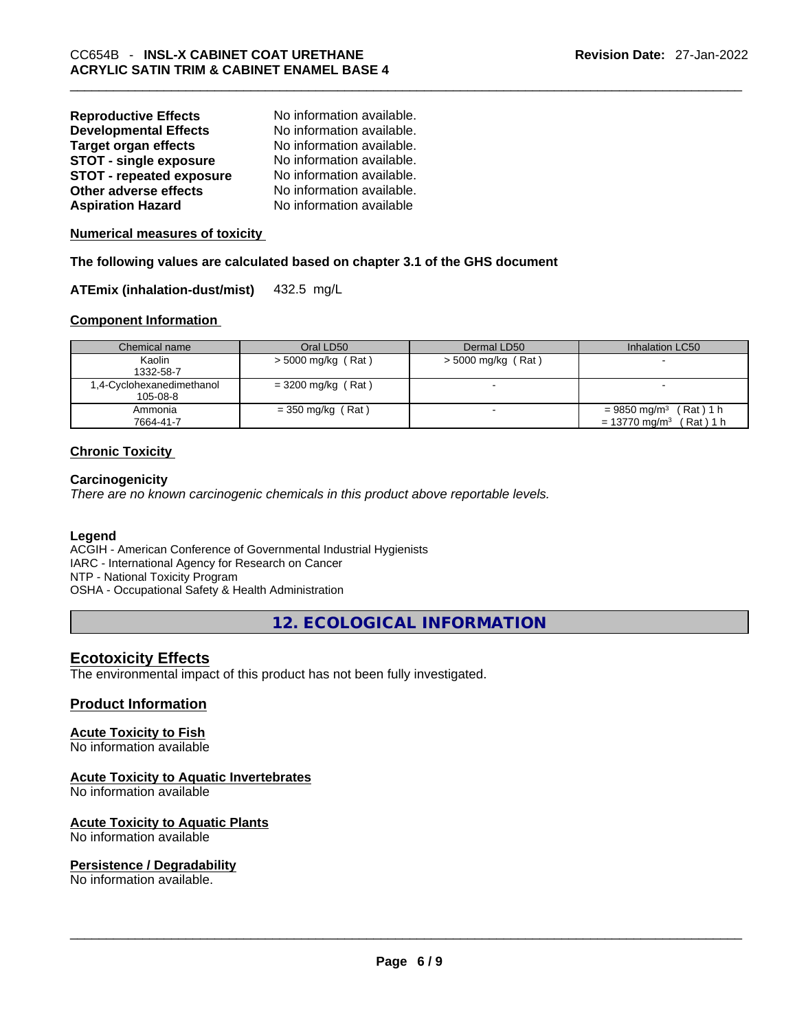| | |
|---|---|
| **Reproductive Effects** | No information available. |
| **Developmental Effects** | No information available. |
| **Target organ effects** | No information available. |
| **STOT - single exposure** | No information available. |
| **STOT - repeated exposure** | No information available. |
| **Other adverse effects** | No information available. |
| **Aspiration Hazard** | No information available |

**Numerical measures of toxicity**

**The following values are calculated based on chapter 3.1 of the GHS document**

**ATEmix (inhalation-dust/mist)** 432.5 mg/L

**Component Information**

| Chemical name | Oral LD50 | Dermal LD50 | Inhalation LC50 |
|---|---|---|---|
| Kaolin<br>1332-58-7 | > 5000 mg/kg ( Rat ) | > 5000 mg/kg ( Rat ) | - |
| 1,4-Cyclohexanedimethanol<br>105-08-8 | = 3200 mg/kg ( Rat ) | - | - |
| Ammonia<br>7664-41-7 | = 350 mg/kg ( Rat ) | - | = 9850 mg/m$^3$ ( Rat ) 1 h<br>= 13770 mg/m$^3$ ( Rat ) 1 h |

**Chronic Toxicity**

**Carcinogenicity**

*There are no known carcinogenic chemicals in this product above reportable levels.*

**Legend**

ACGIH - American Conference of Governmental Industrial Hygienists
IARC - International Agency for Research on Cancer
NTP - National Toxicity Program
OSHA - Occupational Safety & Health Administration

# 12. ECOLOGICAL INFORMATION

## Ecotoxicity Effects

The environmental impact of this product has not been fully investigated.

## Product Information

**Acute Toxicity to Fish**

No information available

**Acute Toxicity to Aquatic Invertebrates**

No information available

**Acute Toxicity to Aquatic Plants**

No information available

**Persistence / Degradability**

No information available.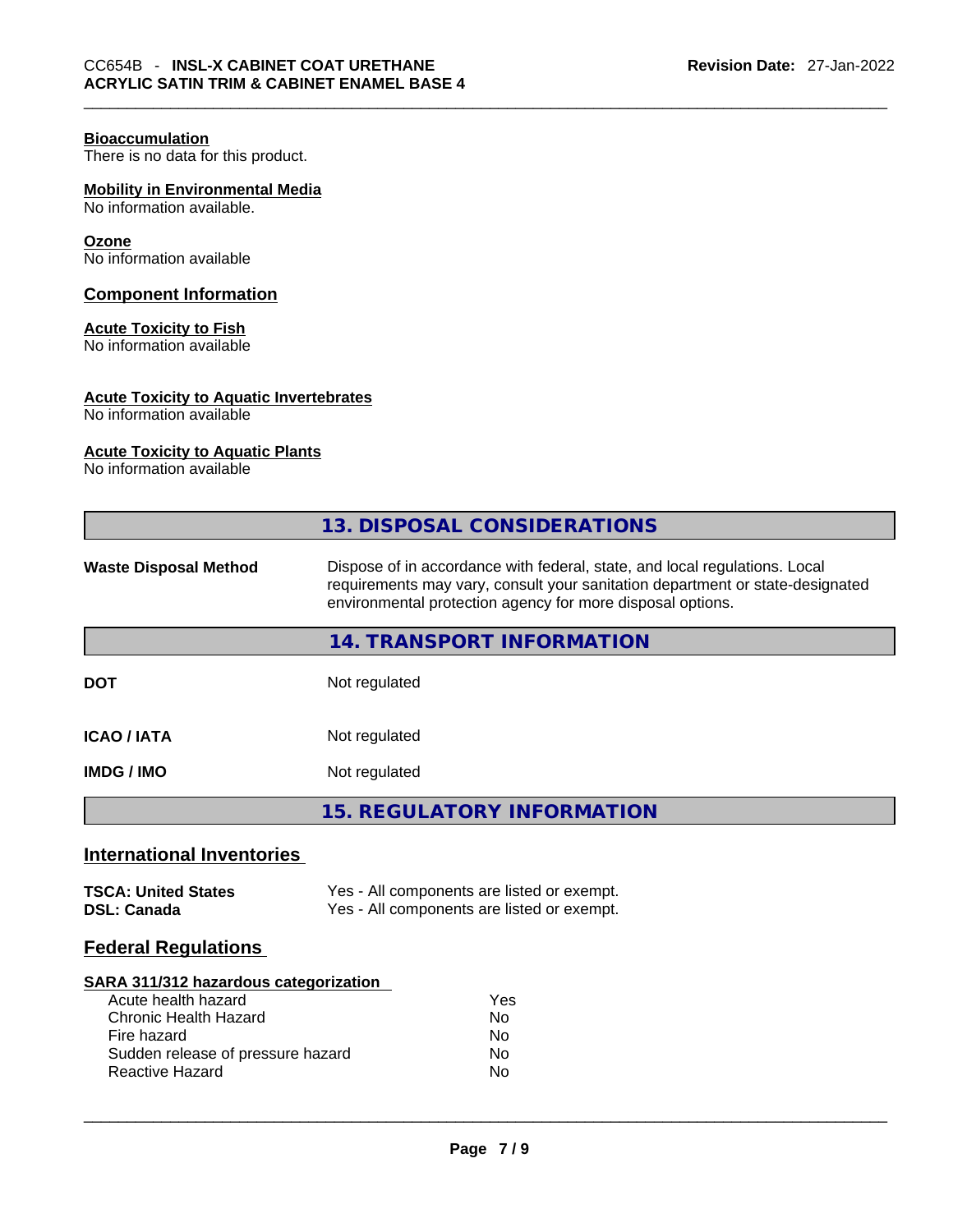**Bioaccumulation**
There is no data for this product.

**Mobility in Environmental Media**
No information available.

**Ozone**
No information available

## Component Information

**Acute Toxicity to Fish**
No information available

**Acute Toxicity to Aquatic Invertebrates**
No information available

**Acute Toxicity to Aquatic Plants**
No information available

## 13. DISPOSAL CONSIDERATIONS

| | |
|---|---|
| **Waste Disposal Method** | Dispose of in accordance with federal, state, and local regulations. Local requirements may vary, consult your sanitation department or state-designated environmental protection agency for more disposal options. |

## 14. TRANSPORT INFORMATION

| | |
|---|---|
| **DOT** | Not regulated |
| **ICAO / IATA** | Not regulated |
| **IMDG / IMO** | Not regulated |

## 15. REGULATORY INFORMATION

### International Inventories

| | |
|---|---|
| **TSCA: United States** | Yes - All components are listed or exempt. |
| **DSL: Canada** | Yes - All components are listed or exempt. |

### Federal Regulations

**SARA 311/312 hazardous categorization**

| | |
|---|---|
| Acute health hazard | Yes |
| Chronic Health Hazard | No |
| Fire hazard | No |
| Sudden release of pressure hazard | No |
| Reactive Hazard | No |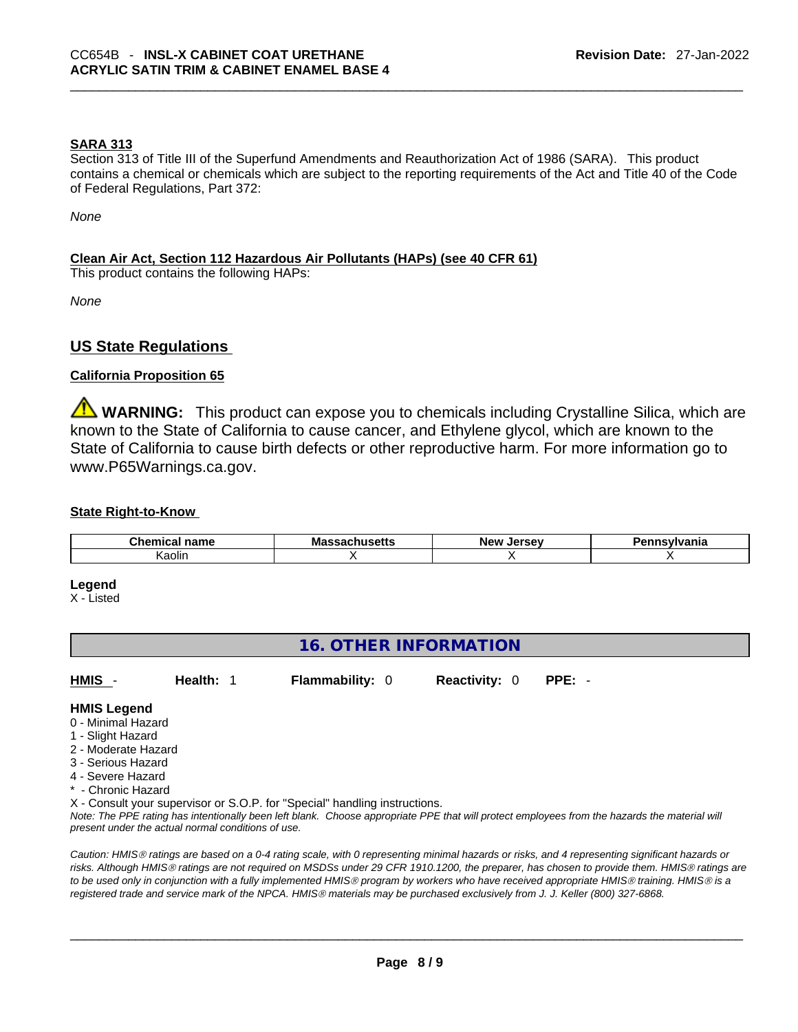**SARA 313**

Section 313 of Title III of the Superfund Amendments and Reauthorization Act of 1986 (SARA). This product contains a chemical or chemicals which are subject to the reporting requirements of the Act and Title 40 of the Code of Federal Regulations, Part 372:

*None*

**Clean Air Act, Section 112 Hazardous Air Pollutants (HAPs) (see 40 CFR 61)**

This product contains the following HAPs:

*None*

## US State Regulations

**California Proposition 65**

⚠ **WARNING:** This product can expose you to chemicals including Crystalline Silica, which are known to the State of California to cause cancer, and Ethylene glycol, which are known to the State of California to cause birth defects or other reproductive harm. For more information go to www.P65Warnings.ca.gov.

**State Right-to-Know**

| Chemical name | Massachusetts | New Jersey | Pennsylvania |
|---|---|---|---|
| Kaolin | X | X | X |

**Legend**

X - Listed

## 16. OTHER INFORMATION

**HMIS** - **Health:** 1 **Flammability:** 0 **Reactivity:** 0 **PPE:** -

**HMIS Legend**

0 - Minimal Hazard
1 - Slight Hazard
2 - Moderate Hazard
3 - Serious Hazard
4 - Severe Hazard
* - Chronic Hazard
X - Consult your supervisor or S.O.P. for "Special" handling instructions.

*Note: The PPE rating has intentionally been left blank. Choose appropriate PPE that will protect employees from the hazards the material will present under the actual normal conditions of use.*

*Caution: HMIS® ratings are based on a 0-4 rating scale, with 0 representing minimal hazards or risks, and 4 representing significant hazards or risks. Although HMIS® ratings are not required on MSDSs under 29 CFR 1910.1200, the preparer, has chosen to provide them. HMIS® ratings are to be used only in conjunction with a fully implemented HMIS® program by workers who have received appropriate HMIS® training. HMIS® is a registered trade and service mark of the NPCA. HMIS® materials may be purchased exclusively from J. J. Keller (800) 327-6868.*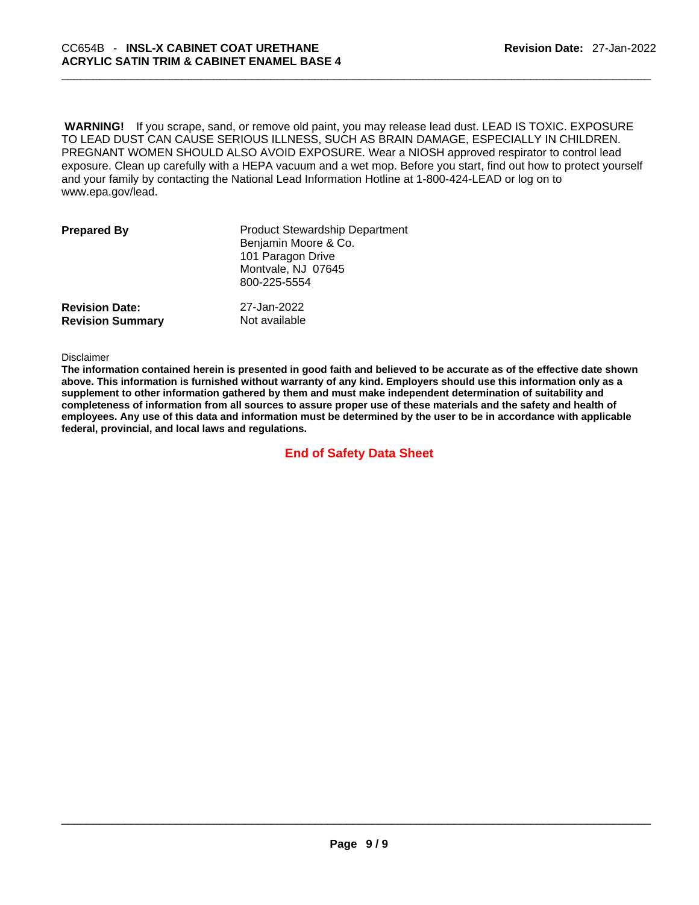**WARNING!** If you scrape, sand, or remove old paint, you may release lead dust. LEAD IS TOXIC. EXPOSURE TO LEAD DUST CAN CAUSE SERIOUS ILLNESS, SUCH AS BRAIN DAMAGE, ESPECIALLY IN CHILDREN. PREGNANT WOMEN SHOULD ALSO AVOID EXPOSURE. Wear a NIOSH approved respirator to control lead exposure. Clean up carefully with a HEPA vacuum and a wet mop. Before you start, find out how to protect yourself and your family by contacting the National Lead Information Hotline at 1-800-424-LEAD or log on to www.epa.gov/lead.

| | |
|---|---|
| **Prepared By** | Product Stewardship Department<br>Benjamin Moore & Co.<br>101 Paragon Drive<br>Montvale, NJ 07645<br>800-225-5554 |
| **Revision Date:** | 27-Jan-2022 |
| **Revision Summary** | Not available |

Disclaimer

**The information contained herein is presented in good faith and believed to be accurate as of the effective date shown above. This information is furnished without warranty of any kind. Employers should use this information only as a supplement to other information gathered by them and must make independent determination of suitability and completeness of information from all sources to assure proper use of these materials and the safety and health of employees. Any use of this data and information must be determined by the user to be in accordance with applicable federal, provincial, and local laws and regulations.**

**End of Safety Data Sheet**